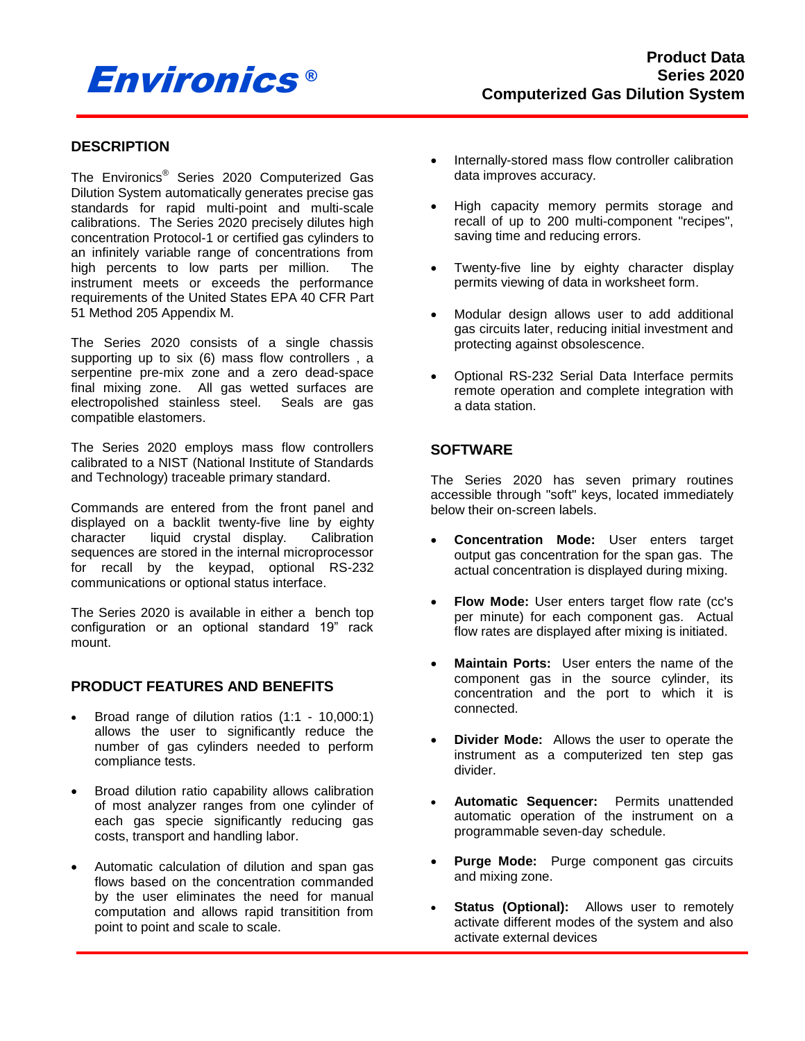# Environics®

**Product Data**
**Series 2020**
**Computerized Gas Dilution System**

## DESCRIPTION

The Environics® Series 2020 Computerized Gas Dilution System automatically generates precise gas standards for rapid multi-point and multi-scale calibrations. The Series 2020 precisely dilutes high concentration Protocol-1 or certified gas cylinders to an infinitely variable range of concentrations from high percents to low parts per million. The instrument meets or exceeds the performance requirements of the United States EPA 40 CFR Part 51 Method 205 Appendix M.

The Series 2020 consists of a single chassis supporting up to six (6) mass flow controllers , a serpentine pre-mix zone and a zero dead-space final mixing zone. All gas wetted surfaces are electropolished stainless steel. Seals are gas compatible elastomers.

The Series 2020 employs mass flow controllers calibrated to a NIST (National Institute of Standards and Technology) traceable primary standard.

Commands are entered from the front panel and displayed on a backlit twenty-five line by eighty character liquid crystal display. Calibration sequences are stored in the internal microprocessor for recall by the keypad, optional RS-232 communications or optional status interface.

The Series 2020 is available in either a bench top configuration or an optional standard 19" rack mount.

## PRODUCT FEATURES AND BENEFITS

- Broad range of dilution ratios (1:1 - 10,000:1) allows the user to significantly reduce the number of gas cylinders needed to perform compliance tests.
- Broad dilution ratio capability allows calibration of most analyzer ranges from one cylinder of each gas specie significantly reducing gas costs, transport and handling labor.
- Automatic calculation of dilution and span gas flows based on the concentration commanded by the user eliminates the need for manual computation and allows rapid transitition from point to point and scale to scale.
- Internally-stored mass flow controller calibration data improves accuracy.
- High capacity memory permits storage and recall of up to 200 multi-component "recipes", saving time and reducing errors.
- Twenty-five line by eighty character display permits viewing of data in worksheet form.
- Modular design allows user to add additional gas circuits later, reducing initial investment and protecting against obsolescence.
- Optional RS-232 Serial Data Interface permits remote operation and complete integration with a data station.

## SOFTWARE

The Series 2020 has seven primary routines accessible through "soft" keys, located immediately below their on-screen labels.

- **Concentration Mode:** User enters target output gas concentration for the span gas. The actual concentration is displayed during mixing.
- **Flow Mode:** User enters target flow rate (cc's per minute) for each component gas. Actual flow rates are displayed after mixing is initiated.
- **Maintain Ports:** User enters the name of the component gas in the source cylinder, its concentration and the port to which it is connected.
- **Divider Mode:** Allows the user to operate the instrument as a computerized ten step gas divider.
- **Automatic Sequencer:** Permits unattended automatic operation of the instrument on a programmable seven-day schedule.
- **Purge Mode:** Purge component gas circuits and mixing zone.
- **Status (Optional):** Allows user to remotely activate different modes of the system and also activate external devices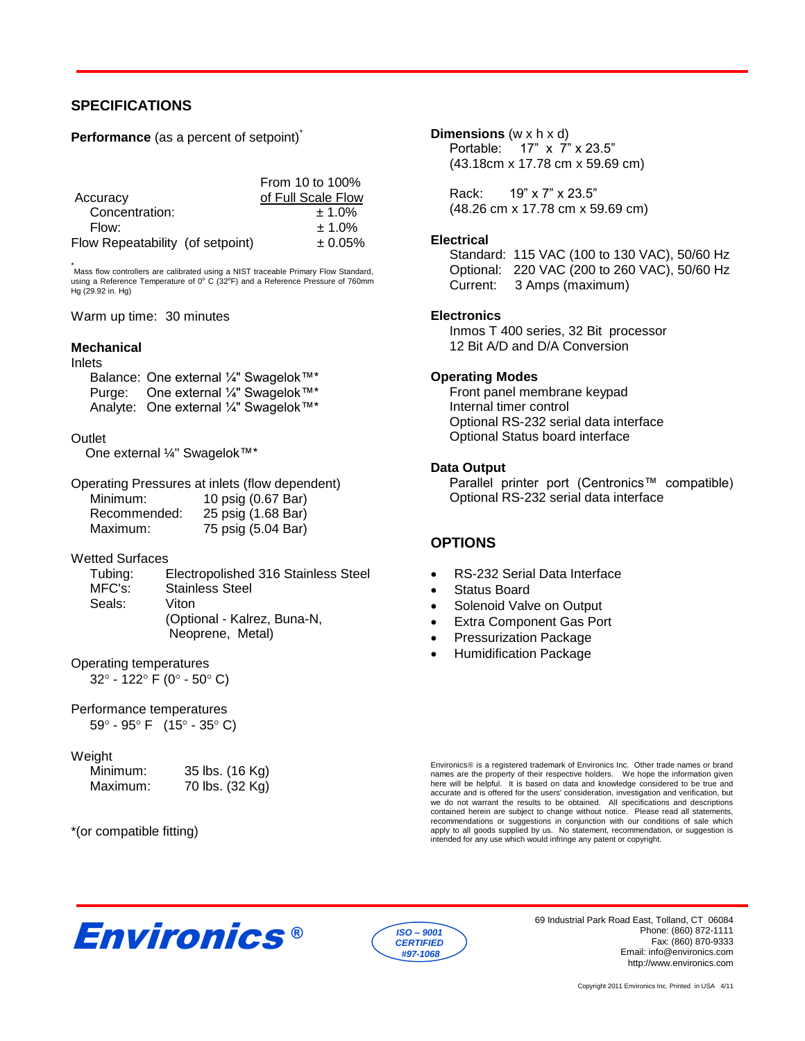## SPECIFICATIONS

**Performance** (as a percent of setpoint)*

| | From 10 to 100% of Full Scale Flow |
|---|---|
| Accuracy | |
| Concentration: | ± 1.0% |
| Flow: | ± 1.0% |
| Flow Repeatability (of setpoint) | ± 0.05% |

*Mass flow controllers are calibrated using a NIST traceable Primary Flow Standard, using a Reference Temperature of 0° C (32°F) and a Reference Pressure of 760mm Hg (29.92 in. Hg)

Warm up time: 30 minutes

**Mechanical**

Inlets

Balance: One external ¼" Swagelok™*
Purge: One external ¼" Swagelok™*
Analyte: One external ¼" Swagelok™*

Outlet

One external ¼" Swagelok™*

Operating Pressures at inlets (flow dependent)

Minimum: 10 psig (0.67 Bar)
Recommended: 25 psig (1.68 Bar)
Maximum: 75 psig (5.04 Bar)

Wetted Surfaces

Tubing: Electropolished 316 Stainless Steel
MFC's: Stainless Steel
Seals: Viton (Optional - Kalrez, Buna-N, Neoprene, Metal)

Operating temperatures

32° - 122° F (0° - 50° C)

Performance temperatures

59° - 95° F (15° - 35° C)

Weight

Minimum: 35 lbs. (16 Kg)
Maximum: 70 lbs. (32 Kg)

*(or compatible fitting)

**Dimensions** (w x h x d)

Portable: 17" x 7" x 23.5"
(43.18cm x 17.78 cm x 59.69 cm)

Rack: 19" x 7" x 23.5"
(48.26 cm x 17.78 cm x 59.69 cm)

**Electrical**

Standard: 115 VAC (100 to 130 VAC), 50/60 Hz
Optional: 220 VAC (200 to 260 VAC), 50/60 Hz
Current: 3 Amps (maximum)

**Electronics**

Inmos T 400 series, 32 Bit processor
12 Bit A/D and D/A Conversion

**Operating Modes**

Front panel membrane keypad
Internal timer control
Optional RS-232 serial data interface
Optional Status board interface

**Data Output**

Parallel printer port (Centronics™ compatible)
Optional RS-232 serial data interface

## OPTIONS

- RS-232 Serial Data Interface
- Status Board
- Solenoid Valve on Output
- Extra Component Gas Port
- Pressurization Package
- Humidification Package

Environics® is a registered trademark of Environics Inc. Other trade names or brand names are the property of their respective holders. We hope the information given here will be helpful. It is based on data and knowledge considered to be true and accurate and is offered for the users' consideration, investigation and verification, but we do not warrant the results to be obtained. All specifications and descriptions contained herein are subject to change without notice. Please read all statements, recommendations or suggestions in conjunction with our conditions of sale which apply to all goods supplied by us. No statement, recommendation, or suggestion is intended for any use which would infringe any patent or copyright.

**Environics®**

ISO – 9001 CERTIFIED #97-1068

69 Industrial Park Road East, Tolland, CT 06084
Phone: (860) 872-1111
Fax: (860) 870-9333
Email: info@environics.com
http://www.environics.com

Copyright 2011 Environics Inc. Printed in USA 4/11